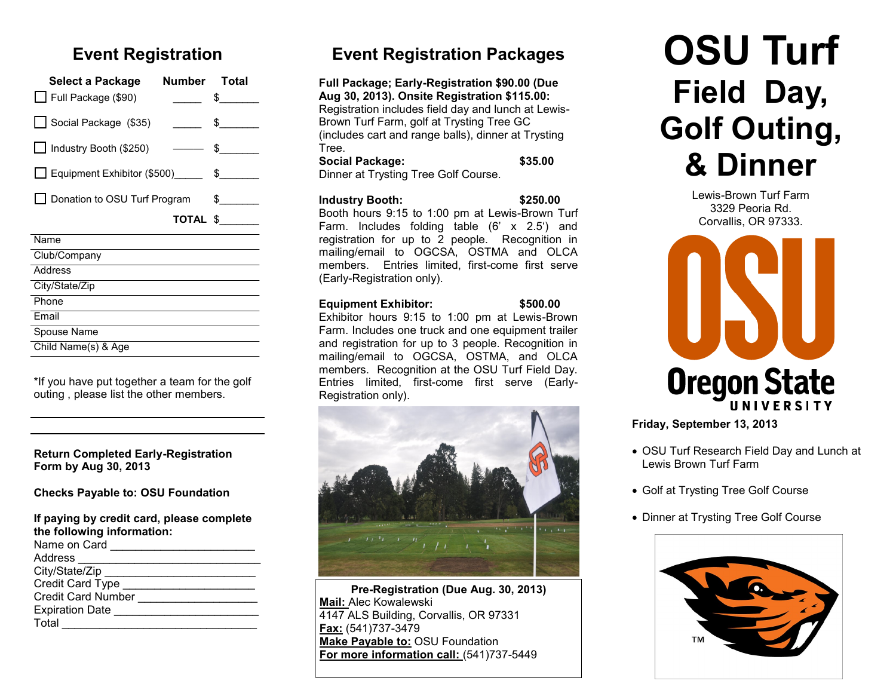# Event Registration

| Select a Package | Number | Total |
|---|---|---|
| ☐ Full Package ($90) | _____ | $_______ |
| ☐ Social Package ($35) | _____ | $_______ |
| ☐ Industry Booth ($250) | _____ | $_______ |
| ☐ Equipment Exhibitor ($500) | _____ | $_______ |
| ☐ Donation to OSU Turf Program | | $_______ |
| | **TOTAL** | $_______ |

Name

Club/Company

Address

City/State/Zip

Phone

Email

Spouse Name

Child Name(s) & Age

*If you have put together a team for the golf outing , please list the other members.

______________________________

______________________________

**Return Completed Early-Registration Form by Aug 30, 2013**

**Checks Payable to: OSU Foundation**

**If paying by credit card, please complete the following information:**

Name on Card _______________________

Address ____________________________

City/State/Zip _______________________

Credit Card Type _____________________

Credit Card Number ___________________

Expiration Date ______________________

Total _______________________________

# Event Registration Packages

**Full Package; Early-Registration $90.00 (Due Aug 30, 2013). Onsite Registration $115.00:** Registration includes field day and lunch at Lewis-Brown Turf Farm, golf at Trysting Tree GC (includes cart and range balls), dinner at Trysting Tree.

**Social Package: $35.00**
Dinner at Trysting Tree Golf Course.

**Industry Booth: $250.00**
Booth hours 9:15 to 1:00 pm at Lewis-Brown Turf Farm. Includes folding table (6' x 2.5') and registration for up to 2 people. Recognition in mailing/email to OGCSA, OSTMA and OLCA members. Entries limited, first-come first serve (Early-Registration only).

**Equipment Exhibitor: $500.00**
Exhibitor hours 9:15 to 1:00 pm at Lewis-Brown Farm. Includes one truck and one equipment trailer and registration for up to 3 people. Recognition in mailing/email to OGCSA, OSTMA, and OLCA members. Recognition at the OSU Turf Field Day. Entries limited, first-come first serve (Early-Registration only).

**Pre-Registration (Due Aug. 30, 2013)**

**Mail:** Alec Kowalewski
4147 ALS Building, Corvallis, OR 97331

**Fax:** (541)737-3479

**Make Payable to:** OSU Foundation

**For more information call:** (541)737-5449

# OSU Turf
## Field Day, Golf Outing, & Dinner

Lewis-Brown Turf Farm
3329 Peoria Rd.
Corvallis, OR 97333.

OSU
Oregon State UNIVERSITY

**Friday, September 13, 2013**

- OSU Turf Research Field Day and Lunch at Lewis Brown Turf Farm
- Golf at Trysting Tree Golf Course
- Dinner at Trysting Tree Golf Course

TM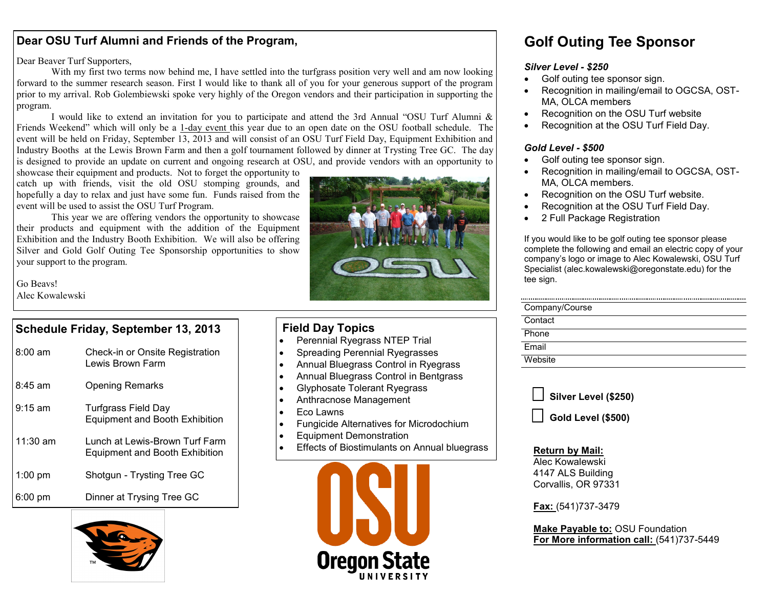## Dear OSU Turf Alumni and Friends of the Program,

Dear Beaver Turf Supporters,

With my first two terms now behind me, I have settled into the turfgrass position very well and am now looking forward to the summer research season. First I would like to thank all of you for your generous support of the program prior to my arrival. Rob Golembiewski spoke very highly of the Oregon vendors and their participation in supporting the program.

I would like to extend an invitation for you to participate and attend the 3rd Annual "OSU Turf Alumni & Friends Weekend" which will only be a 1-day event this year due to an open date on the OSU football schedule. The event will be held on Friday, September 13, 2013 and will consist of an OSU Turf Field Day, Equipment Exhibition and Industry Booths at the Lewis Brown Farm and then a golf tournament followed by dinner at Trysting Tree GC. The day is designed to provide an update on current and ongoing research at OSU, and provide vendors with an opportunity to showcase their equipment and products. Not to forget the opportunity to catch up with friends, visit the old OSU stomping grounds, and hopefully a day to relax and just have some fun. Funds raised from the event will be used to assist the OSU Turf Program.

This year we are offering vendors the opportunity to showcase their products and equipment with the addition of the Equipment Exhibition and the Industry Booth Exhibition. We will also be offering Silver and Gold Golf Outing Tee Sponsorship opportunities to show your support to the program.

Go Beavs!
Alec Kowalewski

## Schedule Friday, September 13, 2013

| | |
|---|---|
| 8:00 am | Check-in or Onsite Registration<br>Lewis Brown Farm |
| 8:45 am | Opening Remarks |
| 9:15 am | Turfgrass Field Day<br>Equipment and Booth Exhibition |
| 11:30 am | Lunch at Lewis-Brown Turf Farm<br>Equipment and Booth Exhibition |
| 1:00 pm | Shotgun - Trysting Tree GC |
| 6:00 pm | Dinner at Trysing Tree GC |

## Field Day Topics

- Perennial Ryegrass NTEP Trial
- Spreading Perennial Ryegrasses
- Annual Bluegrass Control in Ryegrass
- Annual Bluegrass Control in Bentgrass
- Glyphosate Tolerant Ryegrass
- Anthracnose Management
- Eco Lawns
- Fungicide Alternatives for Microdochium
- Equipment Demonstration
- Effects of Biostimulants on Annual bluegrass

Oregon State
UNIVERSITY

# Golf Outing Tee Sponsor

### *Silver Level - $250*

- Golf outing tee sponsor sign.
- Recognition in mailing/email to OGCSA, OSTMA, OLCA members
- Recognition on the OSU Turf website
- Recognition at the OSU Turf Field Day.

### *Gold Level - $500*

- Golf outing tee sponsor sign.
- Recognition in mailing/email to OGCSA, OSTMA, OLCA members.
- Recognition on the OSU Turf website.
- Recognition at the OSU Turf Field Day.
- 2 Full Package Registration

If you would like to be golf outing tee sponsor please complete the following and email an electric copy of your company's logo or image to Alec Kowalewski, OSU Turf Specialist (alec.kowalewski@oregonstate.edu) for the tee sign.

Company/Course ____________________

Contact ____________________

Phone ____________________

Email ____________________

Website ____________________

☐ **Silver Level ($250)**

☐ **Gold Level ($500)**

**Return by Mail:**
Alec Kowalewski
4147 ALS Building
Corvallis, OR 97331

**Fax:** (541)737-3479

**Make Payable to:** OSU Foundation
**For More information call:** (541)737-5449